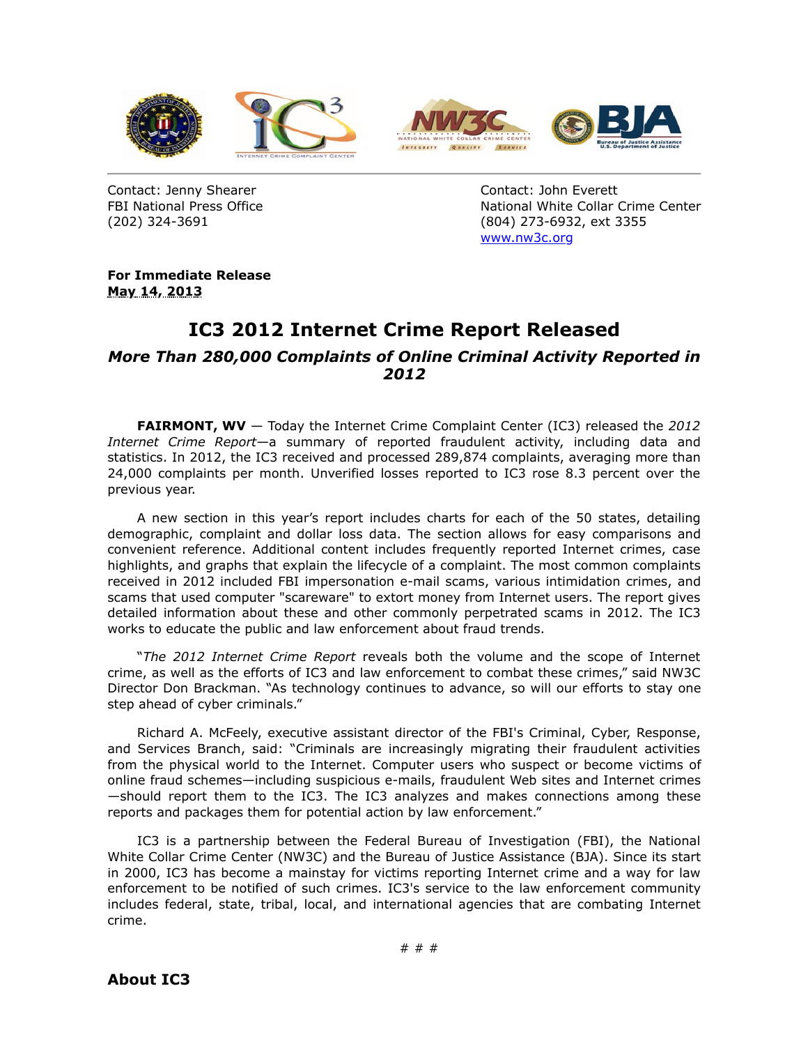Contact: Jenny Shearer
FBI National Press Office
(202) 324-3691

Contact: John Everett
National White Collar Crime Center
(804) 273-6932, ext 3355
www.nw3c.org

**For Immediate Release**
**May 14, 2013**

# IC3 2012 Internet Crime Report Released

## *More Than 280,000 Complaints of Online Criminal Activity Reported in 2012*

**FAIRMONT, WV** — Today the Internet Crime Complaint Center (IC3) released the *2012 Internet Crime Report*—a summary of reported fraudulent activity, including data and statistics. In 2012, the IC3 received and processed 289,874 complaints, averaging more than 24,000 complaints per month. Unverified losses reported to IC3 rose 8.3 percent over the previous year.

A new section in this year's report includes charts for each of the 50 states, detailing demographic, complaint and dollar loss data. The section allows for easy comparisons and convenient reference. Additional content includes frequently reported Internet crimes, case highlights, and graphs that explain the lifecycle of a complaint. The most common complaints received in 2012 included FBI impersonation e-mail scams, various intimidation crimes, and scams that used computer "scareware" to extort money from Internet users. The report gives detailed information about these and other commonly perpetrated scams in 2012. The IC3 works to educate the public and law enforcement about fraud trends.

"*The 2012 Internet Crime Report* reveals both the volume and the scope of Internet crime, as well as the efforts of IC3 and law enforcement to combat these crimes," said NW3C Director Don Brackman. "As technology continues to advance, so will our efforts to stay one step ahead of cyber criminals."

Richard A. McFeely, executive assistant director of the FBI's Criminal, Cyber, Response, and Services Branch, said: "Criminals are increasingly migrating their fraudulent activities from the physical world to the Internet. Computer users who suspect or become victims of online fraud schemes—including suspicious e-mails, fraudulent Web sites and Internet crimes—should report them to the IC3. The IC3 analyzes and makes connections among these reports and packages them for potential action by law enforcement."

IC3 is a partnership between the Federal Bureau of Investigation (FBI), the National White Collar Crime Center (NW3C) and the Bureau of Justice Assistance (BJA). Since its start in 2000, IC3 has become a mainstay for victims reporting Internet crime and a way for law enforcement to be notified of such crimes. IC3's service to the law enforcement community includes federal, state, tribal, local, and international agencies that are combating Internet crime.

# # #

## About IC3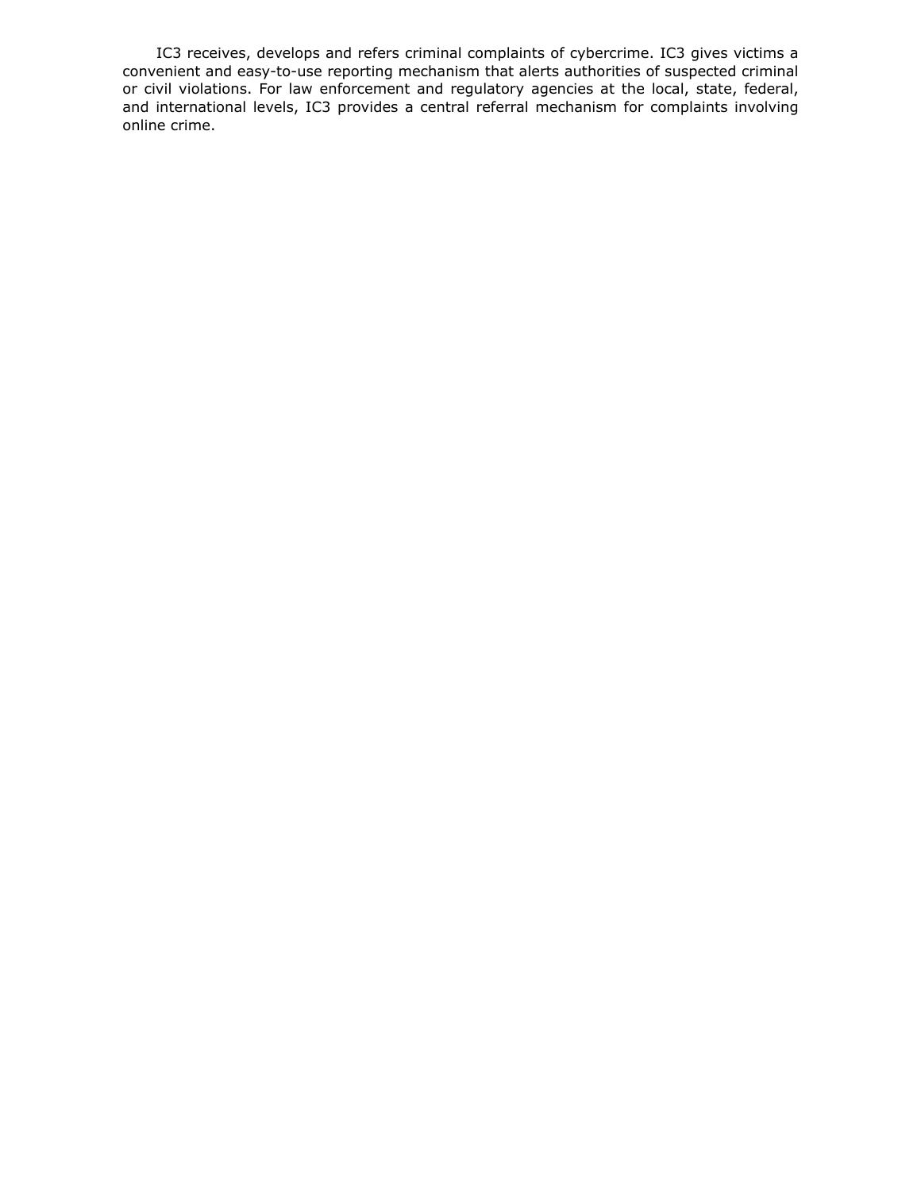IC3 receives, develops and refers criminal complaints of cybercrime. IC3 gives victims a convenient and easy-to-use reporting mechanism that alerts authorities of suspected criminal or civil violations. For law enforcement and regulatory agencies at the local, state, federal, and international levels, IC3 provides a central referral mechanism for complaints involving online crime.